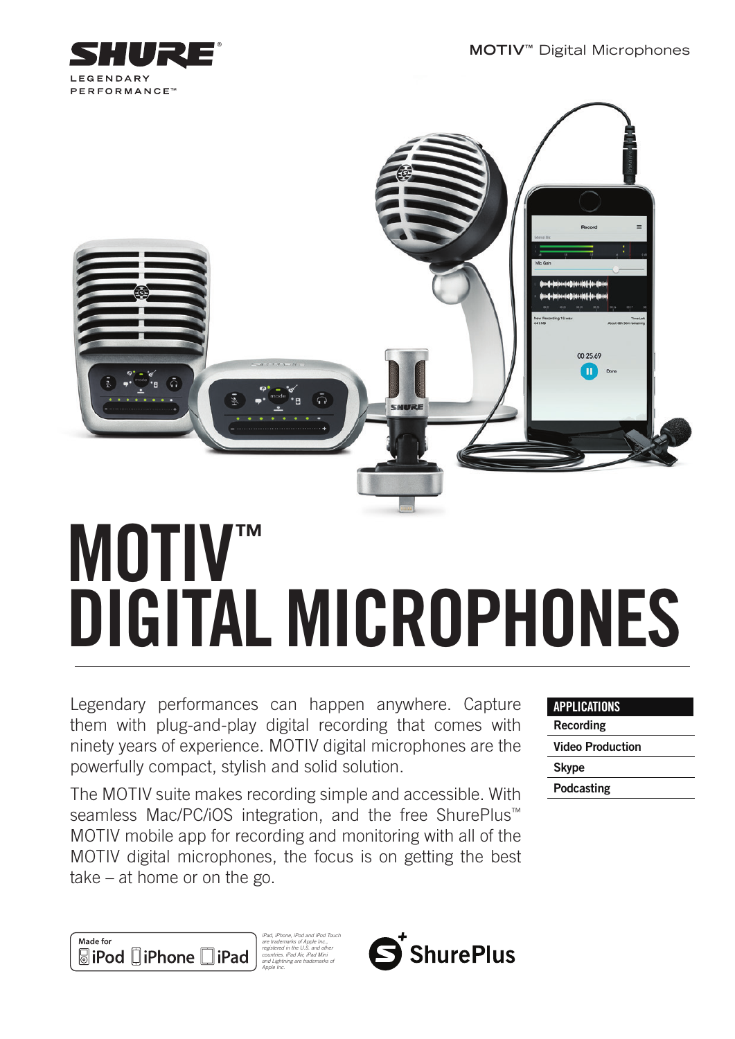SHURE

LEGENDARY PERFORMANCE™

# MOTIV™ DIGITAL MICROPHONES

Legendary performances can happen anywhere. Capture them with plug-and-play digital recording that comes with ninety years of experience. MOTIV digital microphones are the powerfully compact, stylish and solid solution.

The MOTIV suite makes recording simple and accessible. With seamless Mac/PC/iOS integration, and the free ShurePlus™ MOTIV mobile app for recording and monitoring with all of the MOTIV digital microphones, the focus is on getting the best take – at home or on the go.

| APPLICATIONS |
| --- |
| Recording |
| Video Production |
| Skype |
| Podcasting |

Made for iPod iPhone iPad

*iPad, iPhone, iPod and iPod Touch are trademarks of Apple Inc., registered in the U.S. and other countries. iPad Air, iPad Mini and Lightning are trademarks of Apple Inc.*

ShurePlus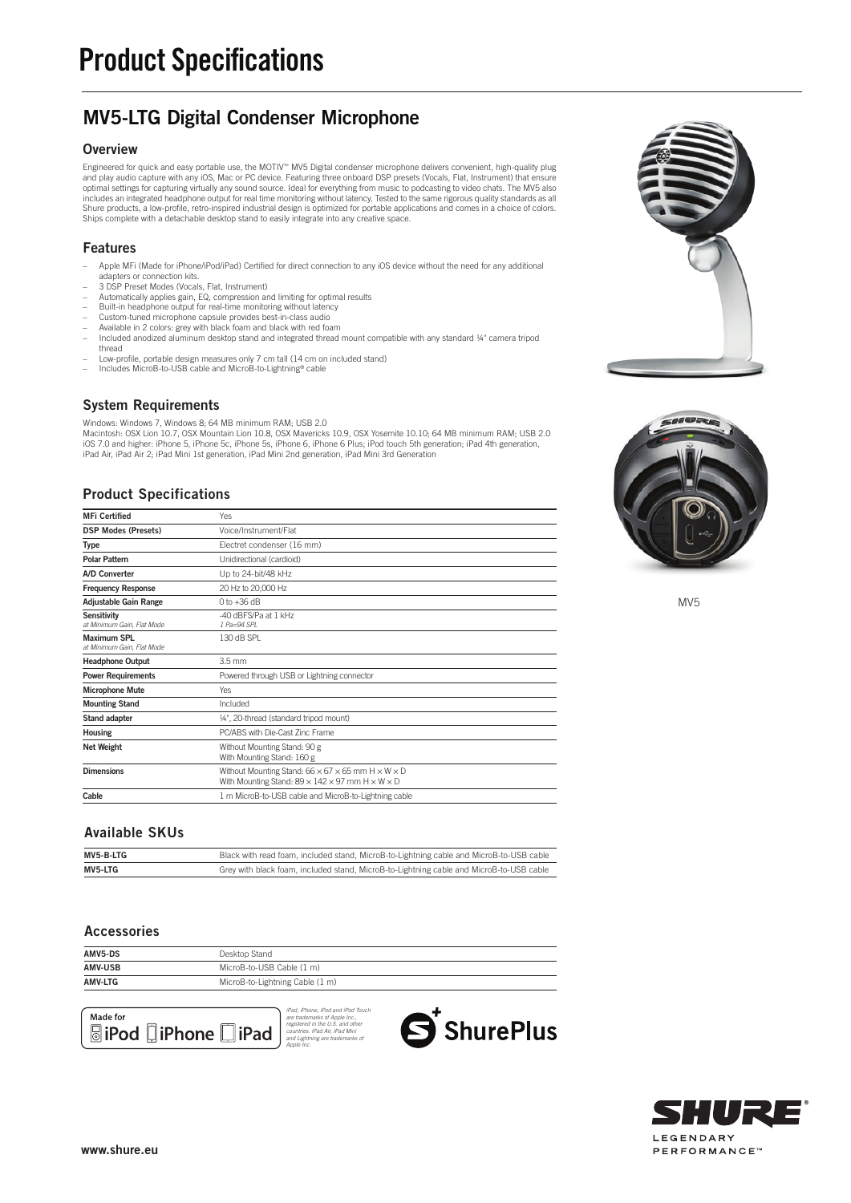# Product Specifications

## MV5-LTG Digital Condenser Microphone

### Overview

Engineered for quick and easy portable use, the MOTIV™ MV5 Digital condenser microphone delivers convenient, high-quality plug and play audio capture with any iOS, Mac or PC device. Featuring three onboard DSP presets (Vocals, Flat, Instrument) that ensure optimal settings for capturing virtually any sound source. Ideal for everything from music to podcasting to video chats. The MV5 also includes an integrated headphone output for real time monitoring without latency. Tested to the same rigorous quality standards as all Shure products, a low-profile, retro-inspired industrial design is optimized for portable applications and comes in a choice of colors. Ships complete with a detachable desktop stand to easily integrate into any creative space.

### Features

- Apple MFi (Made for iPhone/iPod/iPad) Certified for direct connection to any iOS device without the need for any additional adapters or connection kits.
- 3 DSP Preset Modes (Vocals, Flat, Instrument)
- Automatically applies gain, EQ, compression and limiting for optimal results
- Built-in headphone output for real-time monitoring without latency
- Custom-tuned microphone capsule provides best-in-class audio
- Available in 2 colors: grey with black foam and black with red foam
- Included anodized aluminum desktop stand and integrated thread mount compatible with any standard ¼" camera tripod thread
- Low-profile, portable design measures only 7 cm tall (14 cm on included stand)
- Includes MicroB-to-USB cable and MicroB-to-Lightning® cable

### System Requirements

Windows: Windows 7, Windows 8; 64 MB minimum RAM; USB 2.0
Macintosh: OSX Lion 10.7, OSX Mountain Lion 10.8, OSX Mavericks 10.9, OSX Yosemite 10.10; 64 MB minimum RAM; USB 2.0
iOS 7.0 and higher: iPhone 5, iPhone 5c, iPhone 5s, iPhone 6, iPhone 6 Plus; iPod touch 5th generation; iPad 4th generation, iPad Air, iPad Air 2; iPad Mini 1st generation, iPad Mini 2nd generation, iPad Mini 3rd Generation

### Product Specifications

| | |
|---|---|
| **MFi Certified** | Yes |
| **DSP Modes (Presets)** | Voice/Instrument/Flat |
| **Type** | Electret condenser (16 mm) |
| **Polar Pattern** | Unidirectional (cardioid) |
| **A/D Converter** | Up to 24-bit/48 kHz |
| **Frequency Response** | 20 Hz to 20,000 Hz |
| **Adjustable Gain Range** | 0 to +36 dB |
| **Sensitivity** *at Minimum Gain, Flat Mode* | -40 dBFS/Pa at 1 kHz *1 Pa=94 SPL* |
| **Maximum SPL** *at Minimum Gain, Flat Mode* | 130 dB SPL |
| **Headphone Output** | 3.5 mm |
| **Power Requirements** | Powered through USB or Lightning connector |
| **Microphone Mute** | Yes |
| **Mounting Stand** | Included |
| **Stand adapter** | ¼", 20-thread (standard tripod mount) |
| **Housing** | PC/ABS with Die-Cast Zinc Frame |
| **Net Weight** | Without Mounting Stand: 90 g<br>With Mounting Stand: 160 g |
| **Dimensions** | Without Mounting Stand: 66 × 67 × 65 mm H × W × D<br>With Mounting Stand: 89 × 142 × 97 mm H × W × D |
| **Cable** | 1 m MicroB-to-USB cable and MicroB-to-Lightning cable |

MV5

### Available SKUs

| | |
|---|---|
| **MV5-B-LTG** | Black with read foam, included stand, MicroB-to-Lightning cable and MicroB-to-USB cable |
| **MV5-LTG** | Grey with black foam, included stand, MicroB-to-Lightning cable and MicroB-to-USB cable |

### Accessories

| | |
|---|---|
| **AMV5-DS** | Desktop Stand |
| **AMV-USB** | MicroB-to-USB Cable (1 m) |
| **AMV-LTG** | MicroB-to-Lightning Cable (1 m) |

Made for iPod iPhone iPad

*iPad, iPhone, iPod and iPod Touch are trademarks of Apple Inc., registered in the U.S. and other countries. iPad Air, iPad Mini and Lightning are trademarks of Apple Inc.*

ShurePlus

SHURE® LEGENDARY PERFORMANCE™

www.shure.eu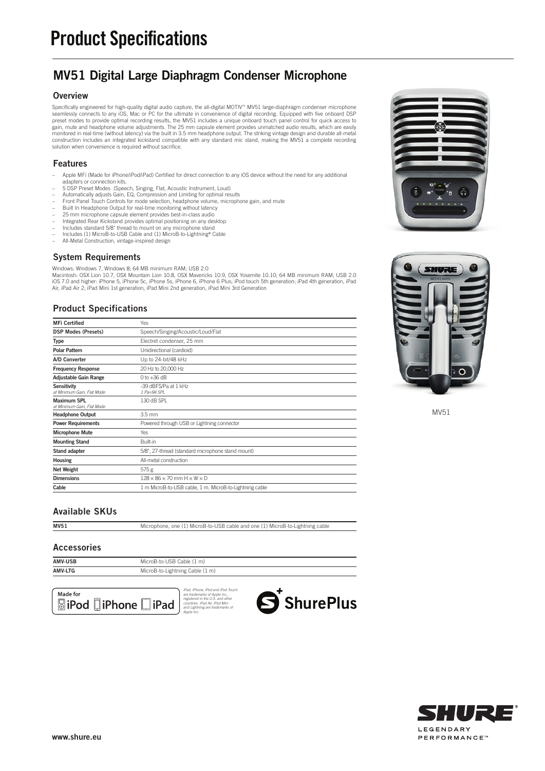# Product Specifications

## MV51 Digital Large Diaphragm Condenser Microphone

### Overview

Specifically engineered for high-quality digital audio capture, the all-digital MOTIV™ MV51 large-diaphragm condenser microphone seamlessly connects to any iOS, Mac or PC for the ultimate in convenience of digital recording. Equipped with five onboard DSP preset modes to provide optimal recording results, the MV51 includes a unique onboard touch panel control for quick access to gain, mute and headphone volume adjustments. The 25 mm capsule element provides unmatched audio results, which are easily monitored in real-time (without latency) via the built in 3.5 mm headphone output. The striking vintage design and durable all-metal construction includes an integrated kickstand compatible with any standard mic stand, making the MV51 a complete recording solution when convenience is required without sacrifice.

### Features

- Apple MFi (Made for iPhone/iPod/iPad) Certified for direct connection to any iOS device without the need for any additional adapters or connection kits.
- 5 DSP Preset Modes (Speech, Singing, Flat, Acoustic Instrument, Loud)
- Automatically adjusts Gain, EQ, Compression and Limiting for optimal results
- Front Panel Touch Controls for mode selection, headphone volume, microphone gain, and mute
- Built In Headphone Output for real-time monitoring without latency
- 25 mm microphone capsule element provides best-in-class audio
- Integrated Rear Kickstand provides optimal positioning on any desktop
- Includes standard 5/8" thread to mount on any microphone stand
- Includes (1) MicroB-to-USB Cable and (1) MicroB-to-Lightning® Cable
- All-Metal Construction, vintage-inspired design

### System Requirements

Windows: Windows 7, Windows 8; 64 MB minimum RAM; USB 2.0
Macintosh: OSX Lion 10.7, OSX Mountain Lion 10.8, OSX Mavericks 10.9, OSX Yosemite 10.10; 64 MB minimum RAM; USB 2.0
iOS 7.0 and higher: iPhone 5, iPhone 5c, iPhone 5s, iPhone 6, iPhone 6 Plus; iPod touch 5th generation; iPad 4th generation, iPad Air, iPad Air 2; iPad Mini 1st generation, iPad Mini 2nd generation, iPad Mini 3rd Generation

### Product Specifications

| | |
|---|---|
| **MFi Certified** | Yes |
| **DSP Modes (Presets)** | Speech/Singing/Acoustic/Loud/Flat |
| **Type** | Electret condenser, 25 mm |
| **Polar Pattern** | Unidirectional (cardioid) |
| **A/D Converter** | Up to 24-bit/48 kHz |
| **Frequency Response** | 20 Hz to 20,000 Hz |
| **Adjustable Gain Range** | 0 to +36 dB |
| **Sensitivity** *at Minimum Gain, Flat Mode* | -39 dBFS/Pa at 1 kHz *1 Pa=94 SPL* |
| **Maximum SPL** *at Minimum Gain, Flat Mode* | 130 dB SPL |
| **Headphone Output** | 3.5 mm |
| **Power Requirements** | Powered through USB or Lightning connector |
| **Microphone Mute** | Yes |
| **Mounting Stand** | Built-in |
| **Stand adapter** | 5/8", 27-thread (standard microphone stand mount) |
| **Housing** | All-metal construction |
| **Net Weight** | 575 g |
| **Dimensions** | 128 × 86 × 70 mm H × W × D |
| **Cable** | 1 m MicroB-to-USB cable, 1 m. MicroB-to-Lightning cable |

MV51

### Available SKUs

| | |
|---|---|
| **MV51** | Microphone, one (1) MicroB-to-USB cable and one (1) MicroB-to-Lightning cable |

### Accessories

| | |
|---|---|
| **AMV-USB** | MicroB-to-USB Cable (1 m) |
| **AMV-LTG** | MicroB-to-Lightning Cable (1 m) |

Made for iPod iPhone iPad

*iPad, iPhone, iPod and iPod Touch are trademarks of Apple Inc., registered in the U.S. and other countries. iPad Air, iPad Mini and Lightning are trademarks of Apple Inc.*

ShurePlus

www.shure.eu

SHURE LEGENDARY PERFORMANCE™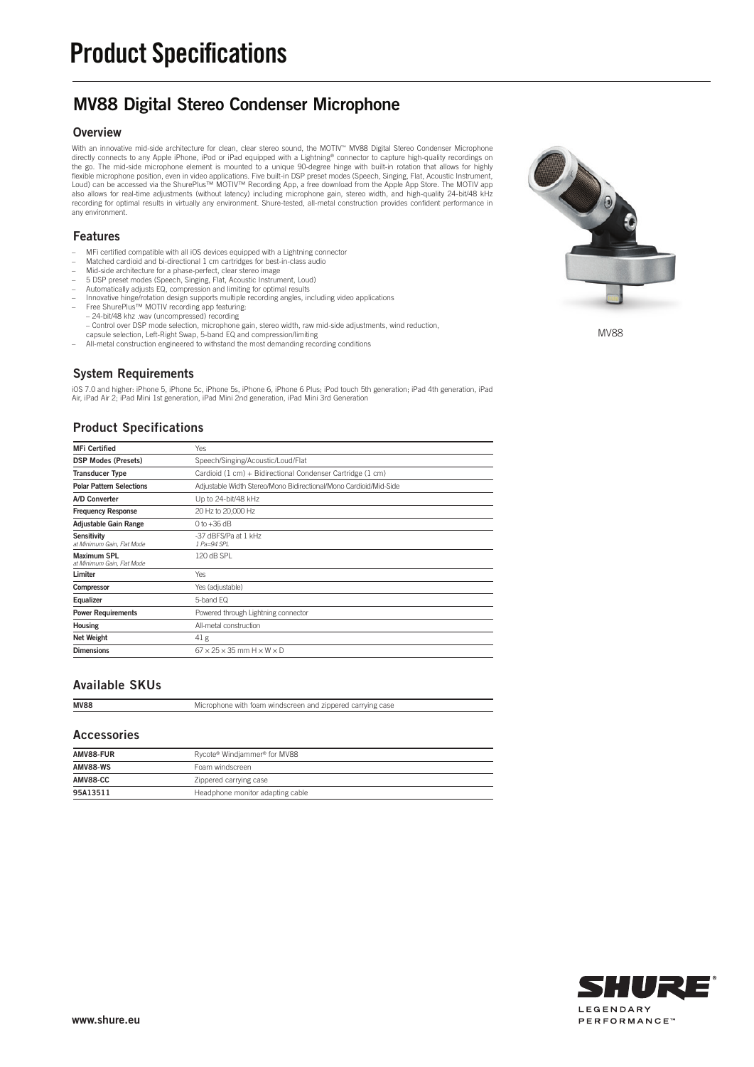# Product Specifications

## MV88 Digital Stereo Condenser Microphone

### Overview

With an innovative mid-side architecture for clean, clear stereo sound, the MOTIV™ MV88 Digital Stereo Condenser Microphone directly connects to any Apple iPhone, iPod or iPad equipped with a Lightning® connector to capture high-quality recordings on the go. The mid-side microphone element is mounted to a unique 90-degree hinge with built-in rotation that allows for highly flexible microphone position, even in video applications. Five built-in DSP preset modes (Speech, Singing, Flat, Acoustic Instrument, Loud) can be accessed via the ShurePlus™ MOTIV™ Recording App, a free download from the Apple App Store. The MOTIV app also allows for real-time adjustments (without latency) including microphone gain, stereo width, and high-quality 24-bit/48 kHz recording for optimal results in virtually any environment. Shure-tested, all-metal construction provides confident performance in any environment.

MV88

### Features

- MFi certified compatible with all iOS devices equipped with a Lightning connector
- Matched cardioid and bi-directional 1 cm cartridges for best-in-class audio
- Mid-side architecture for a phase-perfect, clear stereo image
- 5 DSP preset modes (Speech, Singing, Flat, Acoustic Instrument, Loud)
- Automatically adjusts EQ, compression and limiting for optimal results
- Innovative hinge/rotation design supports multiple recording angles, including video applications
- Free ShurePlus™ MOTIV recording app featuring:
  - 24-bit/48 khz .wav (uncompressed) recording
  - Control over DSP mode selection, microphone gain, stereo width, raw mid-side adjustments, wind reduction, capsule selection, Left-Right Swap, 5-band EQ and compression/limiting
- All-metal construction engineered to withstand the most demanding recording conditions

### System Requirements

iOS 7.0 and higher: iPhone 5, iPhone 5c, iPhone 5s, iPhone 6, iPhone 6 Plus; iPod touch 5th generation; iPad 4th generation, iPad Air, iPad Air 2; iPad Mini 1st generation, iPad Mini 2nd generation, iPad Mini 3rd Generation

### Product Specifications

| | |
|---|---|
| **MFi Certified** | Yes |
| **DSP Modes (Presets)** | Speech/Singing/Acoustic/Loud/Flat |
| **Transducer Type** | Cardioid (1 cm) + Bidirectional Condenser Cartridge (1 cm) |
| **Polar Pattern Selections** | Adjustable Width Stereo/Mono Bidirectional/Mono Cardioid/Mid-Side |
| **A/D Converter** | Up to 24-bit/48 kHz |
| **Frequency Response** | 20 Hz to 20,000 Hz |
| **Adjustable Gain Range** | 0 to +36 dB |
| **Sensitivity** *at Minimum Gain, Flat Mode* | -37 dBFS/Pa at 1 kHz *1 Pa=94 SPL* |
| **Maximum SPL** *at Minimum Gain, Flat Mode* | 120 dB SPL |
| **Limiter** | Yes |
| **Compressor** | Yes (adjustable) |
| **Equalizer** | 5-band EQ |
| **Power Requirements** | Powered through Lightning connector |
| **Housing** | All-metal construction |
| **Net Weight** | 41 g |
| **Dimensions** | 67 × 25 × 35 mm H × W × D |

### Available SKUs

| | |
|---|---|
| **MV88** | Microphone with foam windscreen and zippered carrying case |

### Accessories

| | |
|---|---|
| **AMV88-FUR** | Rycote® Windjammer® for MV88 |
| **AMV88-WS** | Foam windscreen |
| **AMV88-CC** | Zippered carrying case |
| **95A13511** | Headphone monitor adapting cable |

www.shure.eu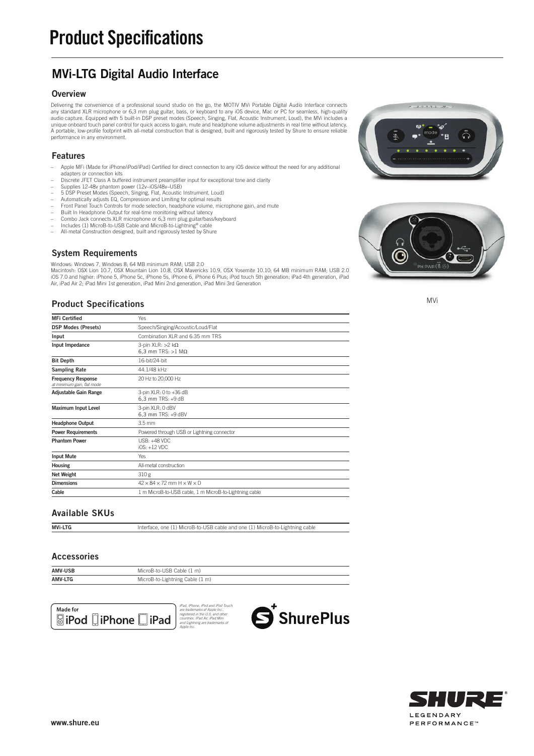# Product Specifications

## MVi-LTG Digital Audio Interface

### Overview

Delivering the convenience of a professional sound studio on the go, the MOTIV MVi Portable Digital Audio Interface connects any standard XLR microphone or 6,3 mm plug guitar, bass, or keyboard to any iOS device, Mac or PC for seamless, high-quality audio capture. Equipped with 5 built-in DSP preset modes (Speech, Singing, Flat, Acoustic Instrument, Loud), the MVi includes a unique onboard touch panel control for quick access to gain, mute and headphone volume adjustments in real time without latency. A portable, low-profile footprint with all-metal construction that is designed, built and rigorously tested by Shure to ensure reliable performance in any environment.

### Features

- Apple MFi (Made for iPhone/iPod/iPad) Certified for direct connection to any iOS device without the need for any additional adapters or connection kits
- Discrete JFET Class A buffered instrument preamplifier input for exceptional tone and clarity
- Supplies 12-48v phantom power (12v–iOS/48v–USB)
- 5 DSP Preset Modes (Speech, Singing, Flat, Acoustic Instrument, Loud)
- Automatically adjusts EQ, Compression and Limiting for optimal results
- Front Panel Touch Controls for mode selection, headphone volume, microphone gain, and mute
- Built In Headphone Output for real-time monitoring without latency
- Combo Jack connects XLR microphone or 6,3 mm plug guitar/bass/keyboard
- Includes (1) MicroB-to-USB Cable and MicroB-to-Lightning® cable
- All-metal Construction designed, built and rigorously tested by Shure

### System Requirements

Windows: Windows 7, Windows 8; 64 MB minimum RAM; USB 2.0
Macintosh: OSX Lion 10.7, OSX Mountain Lion 10.8, OSX Mavericks 10.9, OSX Yosemite 10.10; 64 MB minimum RAM; USB 2.0
iOS 7.0 and higher: iPhone 5, iPhone 5c, iPhone 5s, iPhone 6, iPhone 6 Plus; iPod touch 5th generation; iPad 4th generation, iPad Air, iPad Air 2; iPad Mini 1st generation, iPad Mini 2nd generation, iPad Mini 3rd Generation

MVi

### Product Specifications

| | |
|---|---|
| **MFi Certified** | Yes |
| **DSP Modes (Presets)** | Speech/Singing/Acoustic/Loud/Flat |
| **Input** | Combination XLR and 6.35 mm TRS |
| **Input Impedance** | 3-pin XLR: >2 kΩ<br>6,3 mm TRS: >1 MΩ |
| **Bit Depth** | 16-bit/24-bit |
| **Sampling Rate** | 44.1/48 kHz |
| **Frequency Response** *at minimum gain, flat mode* | 20 Hz to 20,000 Hz |
| **Adjustable Gain Range** | 3-pin XLR: 0 to +36 dB<br>6,3 mm TRS: +9 dB |
| **Maximum Input Level** | 3-pin XLR: 0 dBV<br>6,3 mm TRS: +9 dBV |
| **Headphone Output** | 3.5 mm |
| **Power Requirements** | Powered through USB or Lightning connector |
| **Phantom Power** | USB: +48 VDC<br>iOS: +12 VDC |
| **Input Mute** | Yes |
| **Housing** | All-metal construction |
| **Net Weight** | 310 g |
| **Dimensions** | 42 × 84 × 72 mm H × W × D |
| **Cable** | 1 m MicroB-to-USB cable, 1 m MicroB-to-Lightning cable |

### Available SKUs

| | |
|---|---|
| **MVi-LTG** | Interface, one (1) MicroB-to-USB cable and one (1) MicroB-to-Lightning cable |

### Accessories

| | |
|---|---|
| **AMV-USB** | MicroB-to-USB Cable (1 m) |
| **AMV-LTG** | MicroB-to-Lightning Cable (1 m) |

Made for iPod iPhone iPad

*iPad, iPhone, iPod and iPod Touch are trademarks of Apple Inc., registered in the U.S. and other countries. iPad Air, iPad Mini and Lightning are trademarks of Apple Inc.*

ShurePlus

www.shure.eu

SHURE® LEGENDARY PERFORMANCE™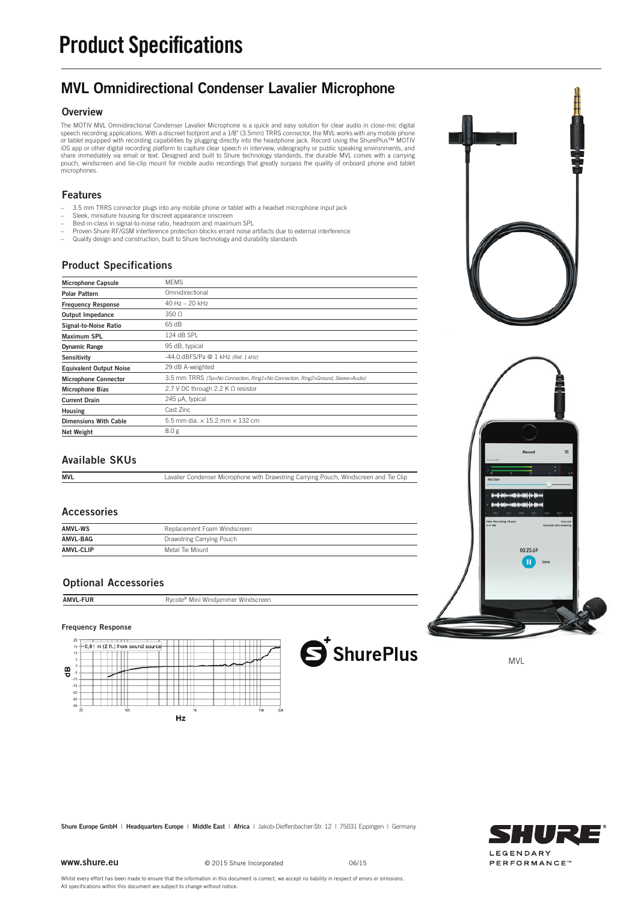# Product Specifications

## MVL Omnidirectional Condenser Lavalier Microphone

### Overview

The MOTIV MVL Omnidirectional Condenser Lavalier Microphone is a quick and easy solution for clear audio in close-mic digital speech recording applications. With a discreet footprint and a 1/8" (3.5mm) TRRS connector, the MVL works with any mobile phone or tablet equipped with recording capabilities by plugging directly into the headphone jack. Record using the ShurePlus™ MOTIV iOS app or other digital recording platform to capture clear speech in interview, videography or public speaking environments, and share immediately via email or text. Designed and built to Shure technology standards, the durable MVL comes with a carrying pouch, windscreen and tie-clip mount for mobile audio recordings that greatly surpass the quality of onboard phone and tablet microphones.

### Features

- 3.5 mm TRRS connector plugs into any mobile phone or tablet with a headset microphone input jack
- Sleek, miniature housing for discreet appearance onscreen
- Best-in-class in signal-to-noise ratio, headroom and maximum SPL
- Proven Shure RF/GSM interference protection blocks errant noise artifacts due to external interference
- Quality design and construction, built to Shure technology and durability standards

### Product Specifications

| | |
|---|---|
| **Microphone Capsule** | MEMS |
| **Polar Pattern** | Omnidirectional |
| **Frequency Response** | 40 Hz – 20 kHz |
| **Output Impedance** | 350 Ω |
| **Signal-to-Noise Ratio** | 65 dB |
| **Maximum SPL** | 124 dB SPL |
| **Dynamic Range** | 95 dB, typical |
| **Sensitivity** | -44.0 dBFS/Pa @ 1 kHz *(Ref. 1 kHz)* |
| **Equivalent Output Noise** | 29 dB A-weighted |
| **Microphone Connector** | 3.5 mm TRRS *(Tip=No Connection, Ring1=No Connection, Ring2=Ground, Sleeve=Audio)* |
| **Microphone Bias** | 2.7 V DC through 2.2 K Ω resistor |
| **Current Drain** | 245 µA, typical |
| **Housing** | Cast Zinc |
| **Dimensions With Cable** | 5.5 mm dia. × 15.2 mm × 132 cm |
| **Net Weight** | 8.0 g |

### Available SKUs

| | |
|---|---|
| **MVL** | Lavalier Condenser Microphone with Drawstring Carrying Pouch, Windscreen and Tie Clip |

### Accessories

| | |
|---|---|
| **AMVL-WS** | Replacement Foam Windscreen |
| **AMVL-BAG** | Drawstring Carrying Pouch |
| **AMVL-CLIP** | Metal Tie Mount |

### Optional Accessories

| | |
|---|---|
| **AMVL-FUR** | Rycote® Mini Windjammer Windscreen |

#### Frequency Response

0,61 m (2 ft.) from sound source

dB

20
15
10
5
0
-5
-10
-15
-20
-25
-30

20
100
1k
10k
20k

Hz

ShurePlus

MVL

Shure Europe GmbH | Headquarters Europe | Middle East | Africa | Jakob-Dieffenbacher-Str. 12 | 75031 Eppingen | Germany

www.shure.eu © 2015 Shure Incorporated 06/15

SHURE LEGENDARY PERFORMANCE™

Whilst every effort has been made to ensure that the information in this document is correct, we accept no liability in respect of errors or omissions. All specifications within this document are subject to change without notice.